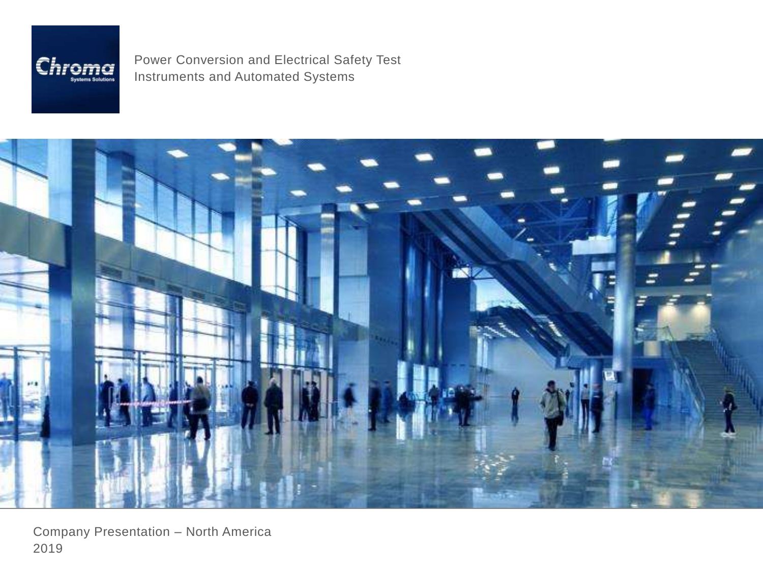Chroma
Systems Solutions

Power Conversion and Electrical Safety Test Instruments and Automated Systems

Company Presentation – North America
2019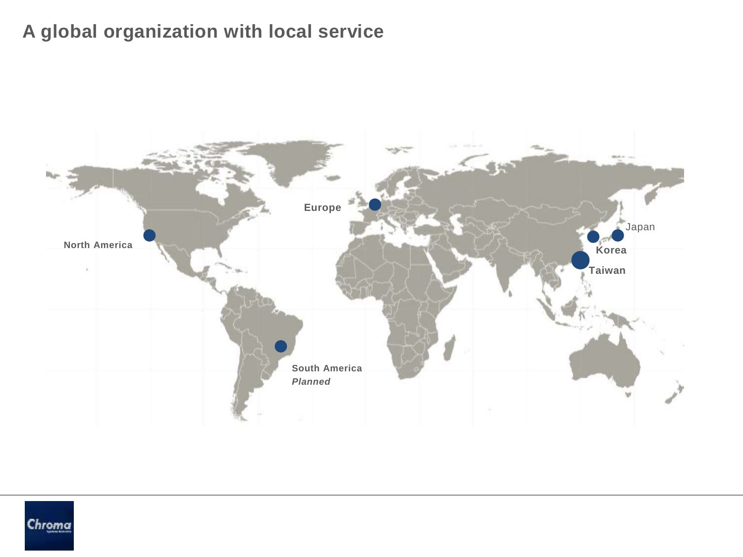# A global organization with local service

Europe

North America

Japan

Korea

Taiwan

South America
*Planned*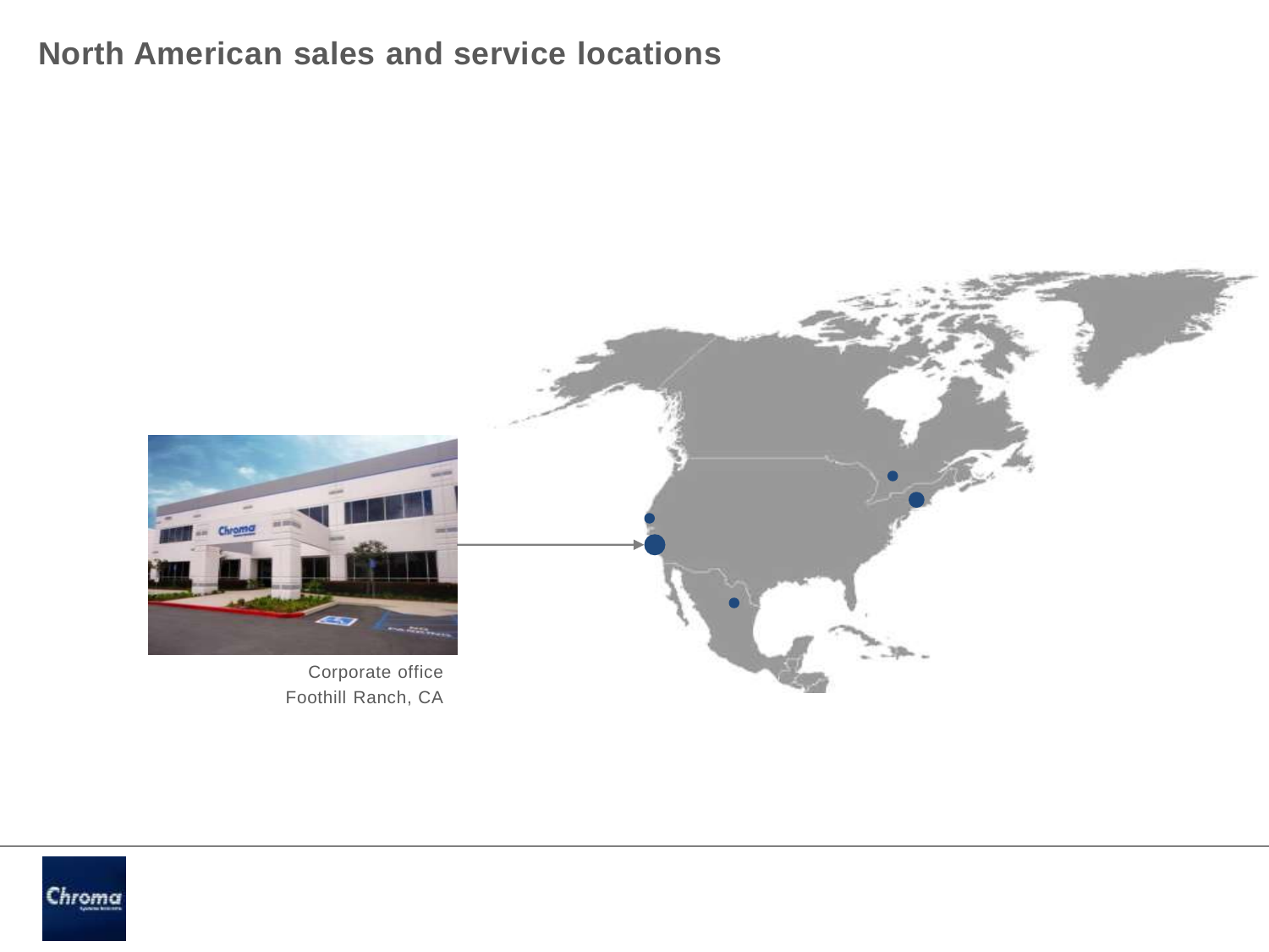# North American sales and service locations

Corporate office
Foothill Ranch, CA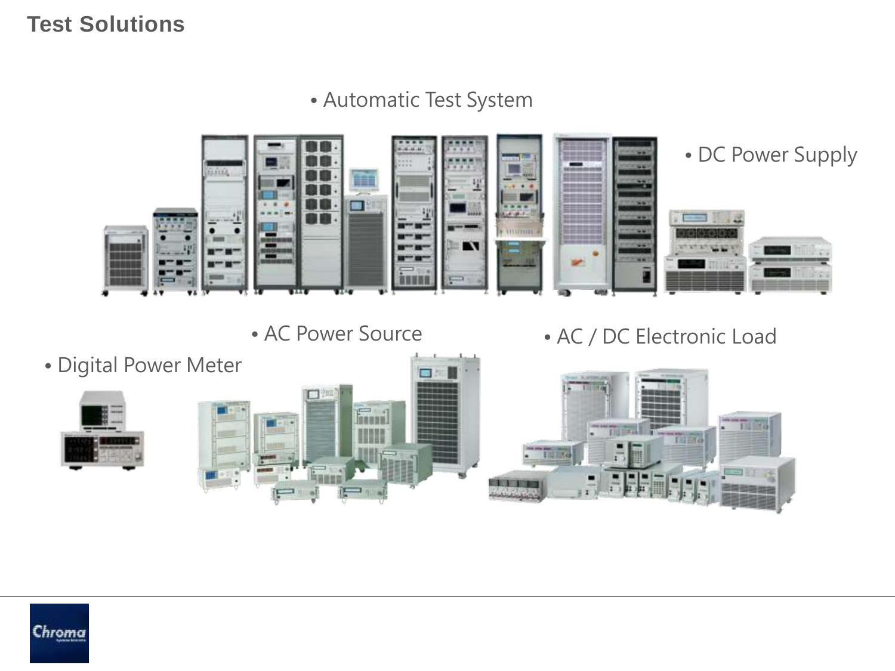# Test Solutions

- Automatic Test System
- DC Power Supply
- AC Power Source
- AC / DC Electronic Load
- Digital Power Meter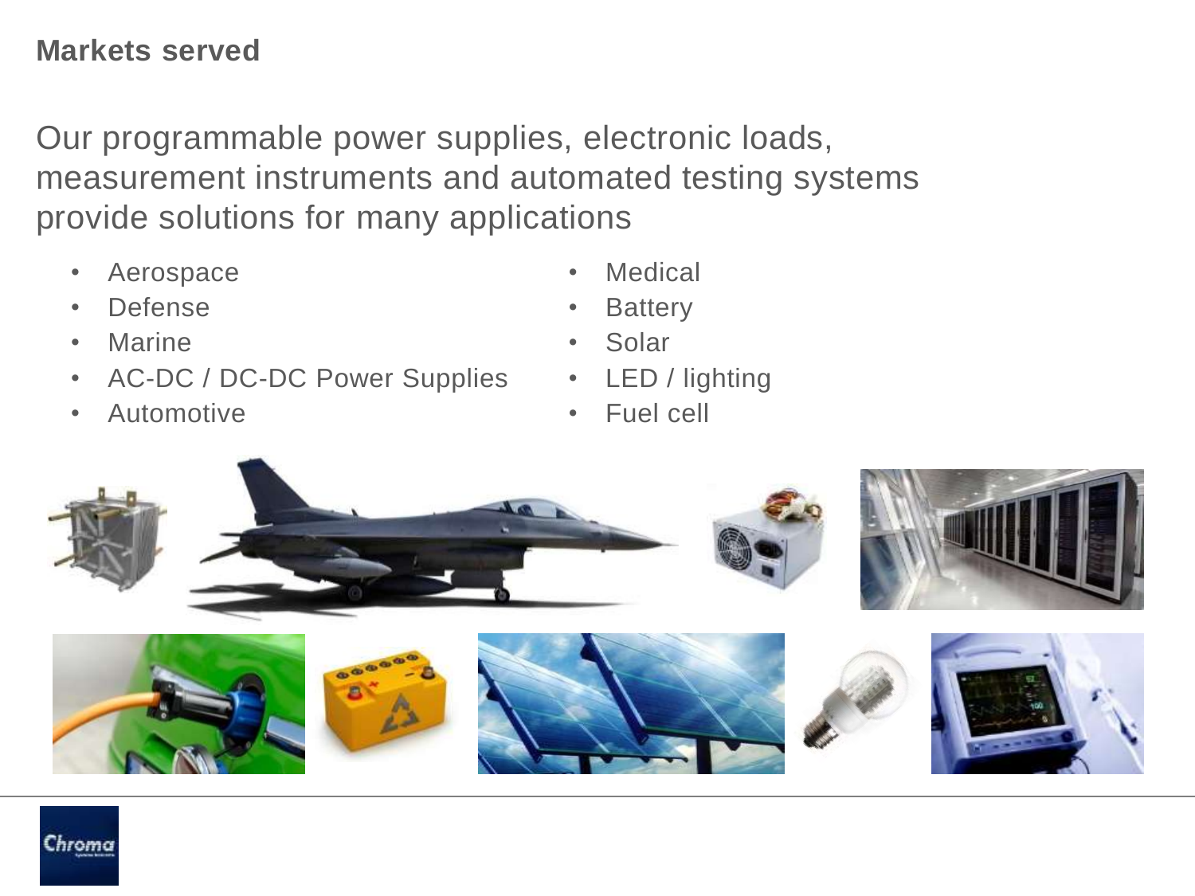## Markets served

Our programmable power supplies, electronic loads, measurement instruments and automated testing systems provide solutions for many applications

- Aerospace
- Defense
- Marine
- AC-DC / DC-DC Power Supplies
- Automotive
- Medical
- Battery
- Solar
- LED / lighting
- Fuel cell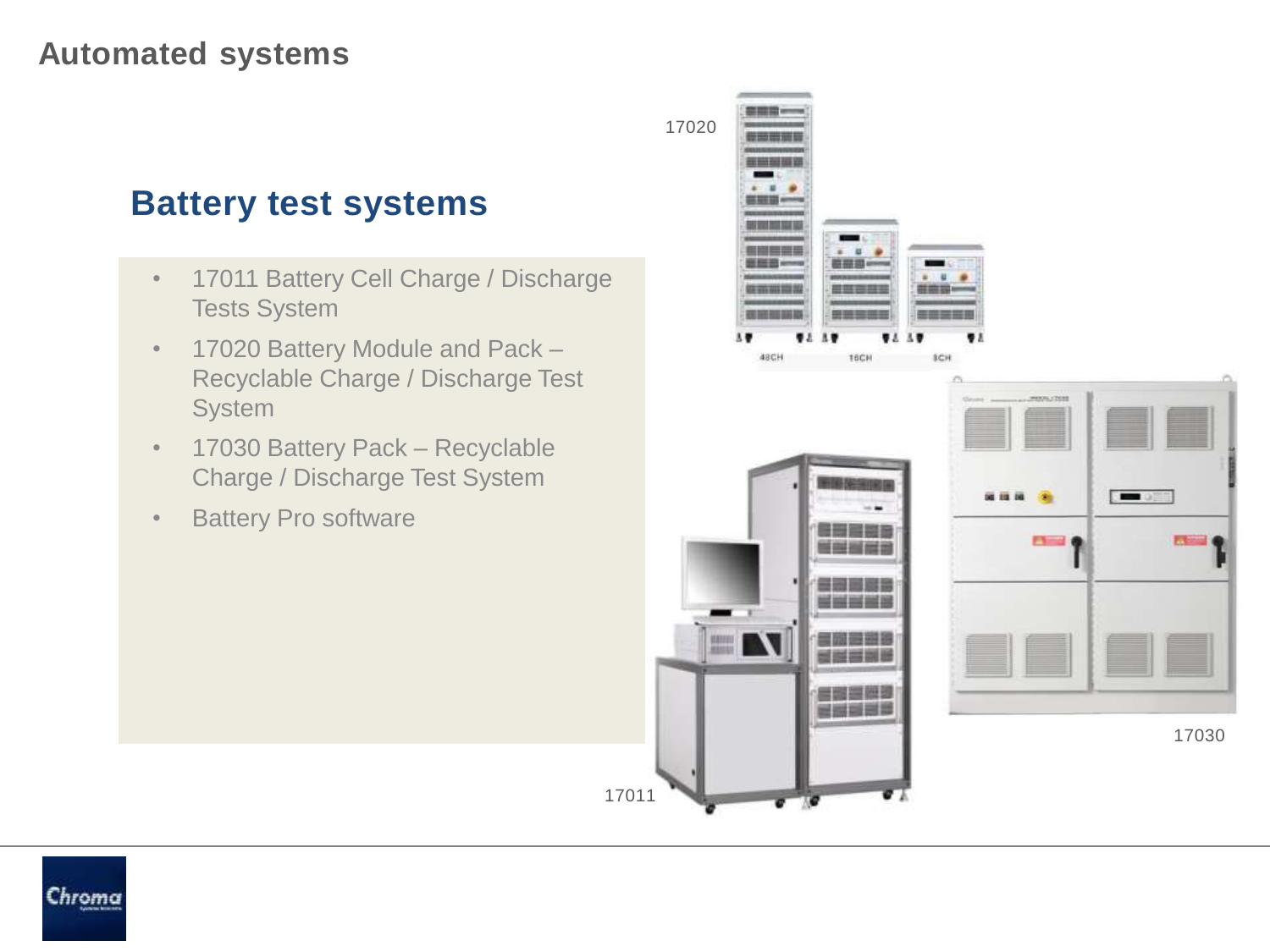# Automated systems

## Battery test systems

- 17011 Battery Cell Charge / Discharge Tests System
- 17020 Battery Module and Pack – Recyclable Charge / Discharge Test System
- 17030 Battery Pack – Recyclable Charge / Discharge Test System
- Battery Pro software

17020

17030

17011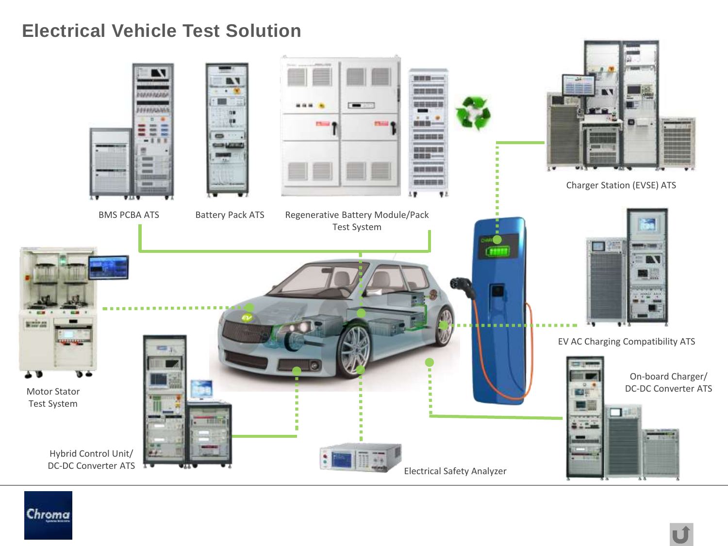# Electrical Vehicle Test Solution

BMS PCBA ATS

Battery Pack ATS

Regenerative Battery Module/Pack Test System

Charger Station (EVSE) ATS

EV AC Charging Compatibility ATS

On-board Charger/ DC-DC Converter ATS

Motor Stator Test System

Hybrid Control Unit/ DC-DC Converter ATS

Electrical Safety Analyzer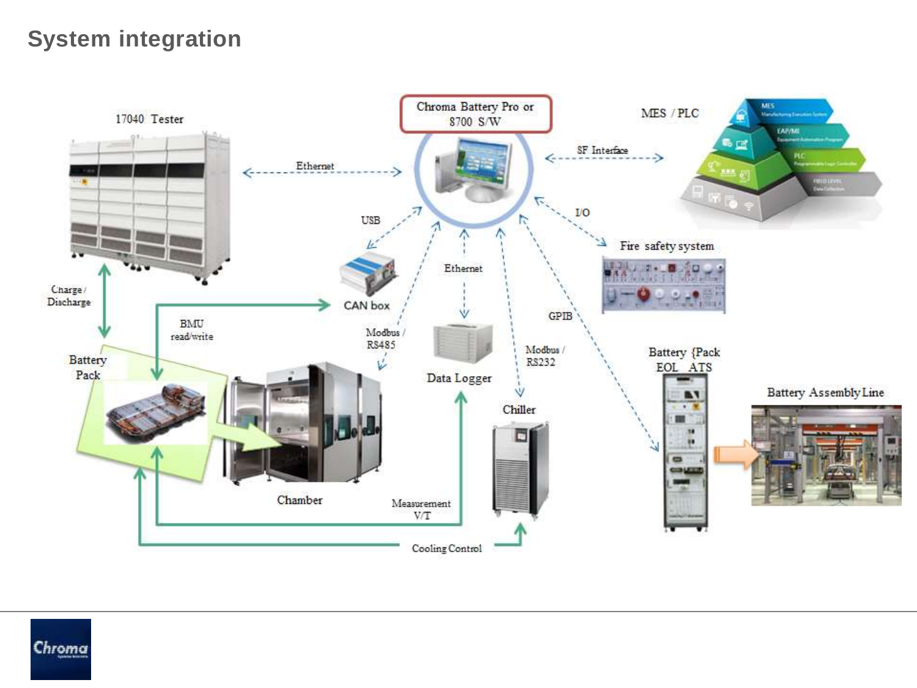# System integration

17040 Tester

Chroma Battery Pro or 8700 S/W

MES / PLC

Ethernet

SF Interface

USB

I/O

Fire safety system

Ethernet

CAN box

Charge / Discharge

BMU read/write

Modbus / RS485

GPIB

Data Logger

Modbus / RS232

Battery {Pack EOL ATS

Battery Pack

Battery Assembly Line

Chiller

Chamber

Measurement V/T

Cooling Control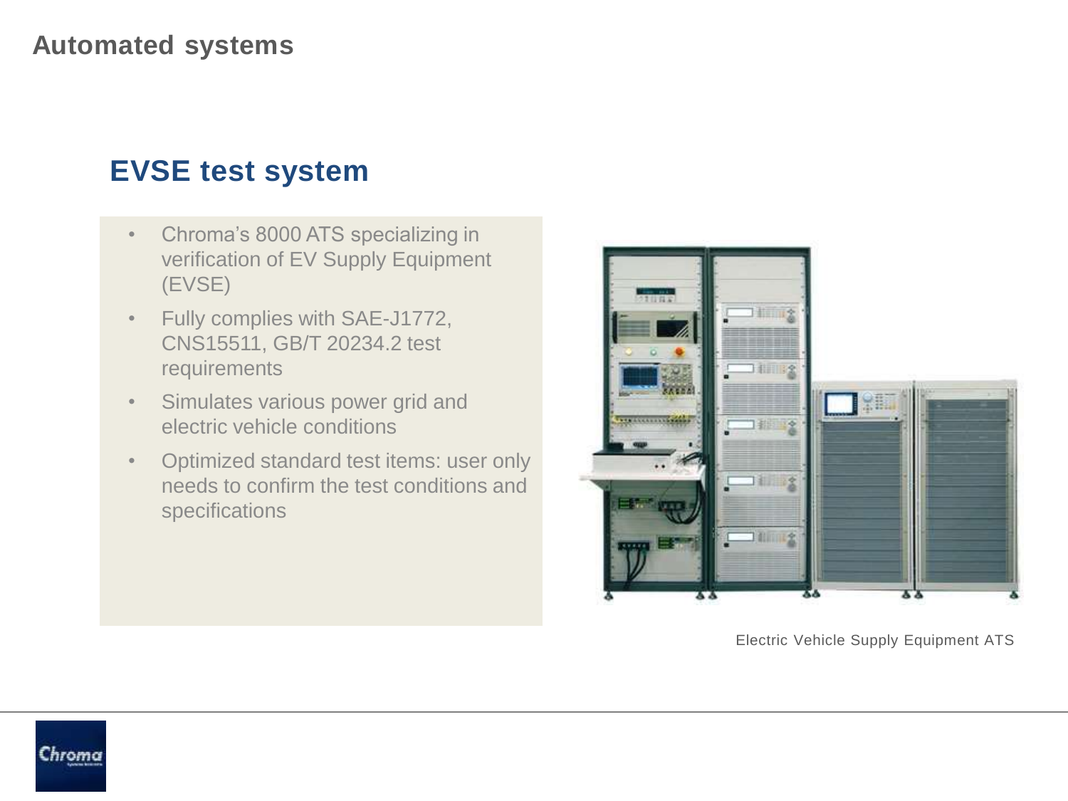# Automated systems

## EVSE test system

- Chroma's 8000 ATS specializing in verification of EV Supply Equipment (EVSE)
- Fully complies with SAE-J1772, CNS15511, GB/T 20234.2 test requirements
- Simulates various power grid and electric vehicle conditions
- Optimized standard test items: user only needs to confirm the test conditions and specifications

Electric Vehicle Supply Equipment ATS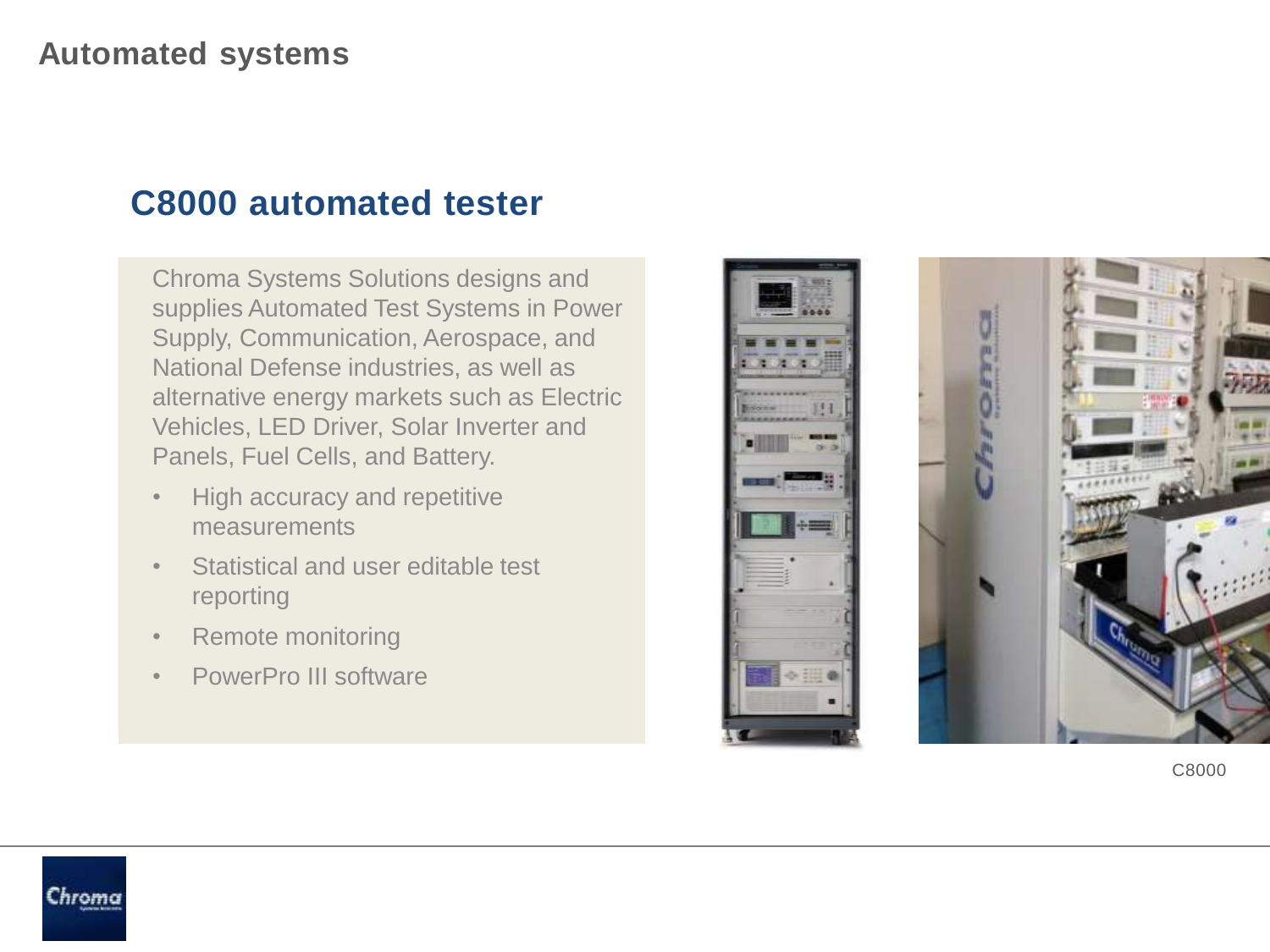# Automated systems

## C8000 automated tester

Chroma Systems Solutions designs and supplies Automated Test Systems in Power Supply, Communication, Aerospace, and National Defense industries, as well as alternative energy markets such as Electric Vehicles, LED Driver, Solar Inverter and Panels, Fuel Cells, and Battery.

- High accuracy and repetitive measurements
- Statistical and user editable test reporting
- Remote monitoring
- PowerPro III software

C8000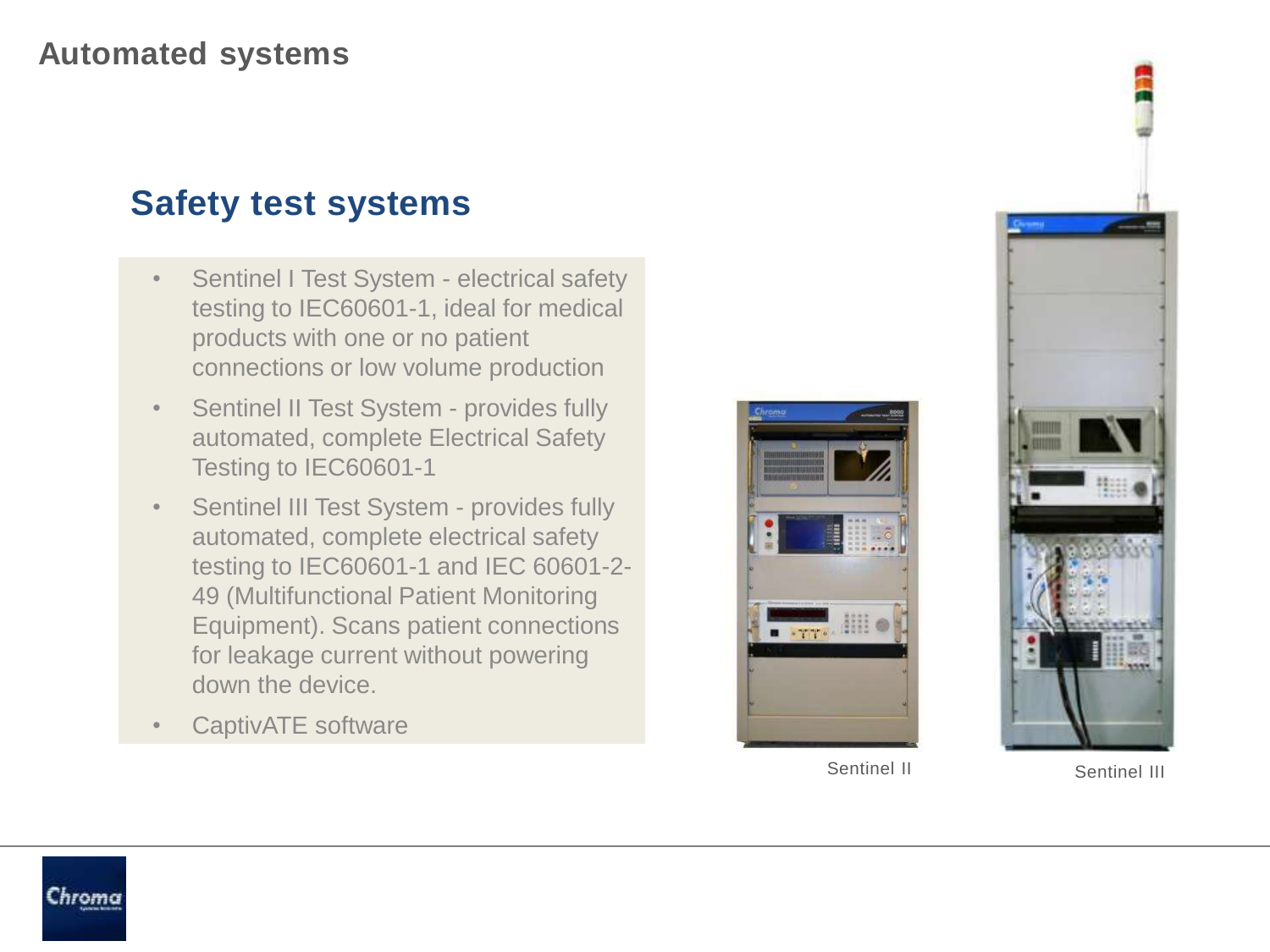# Automated systems

## Safety test systems

- Sentinel I Test System - electrical safety testing to IEC60601-1, ideal for medical products with one or no patient connections or low volume production
- Sentinel II Test System - provides fully automated, complete Electrical Safety Testing to IEC60601-1
- Sentinel III Test System - provides fully automated, complete electrical safety testing to IEC60601-1 and IEC 60601-2-49 (Multifunctional Patient Monitoring Equipment). Scans patient connections for leakage current without powering down the device.
- CaptivATE software

Sentinel II

Sentinel III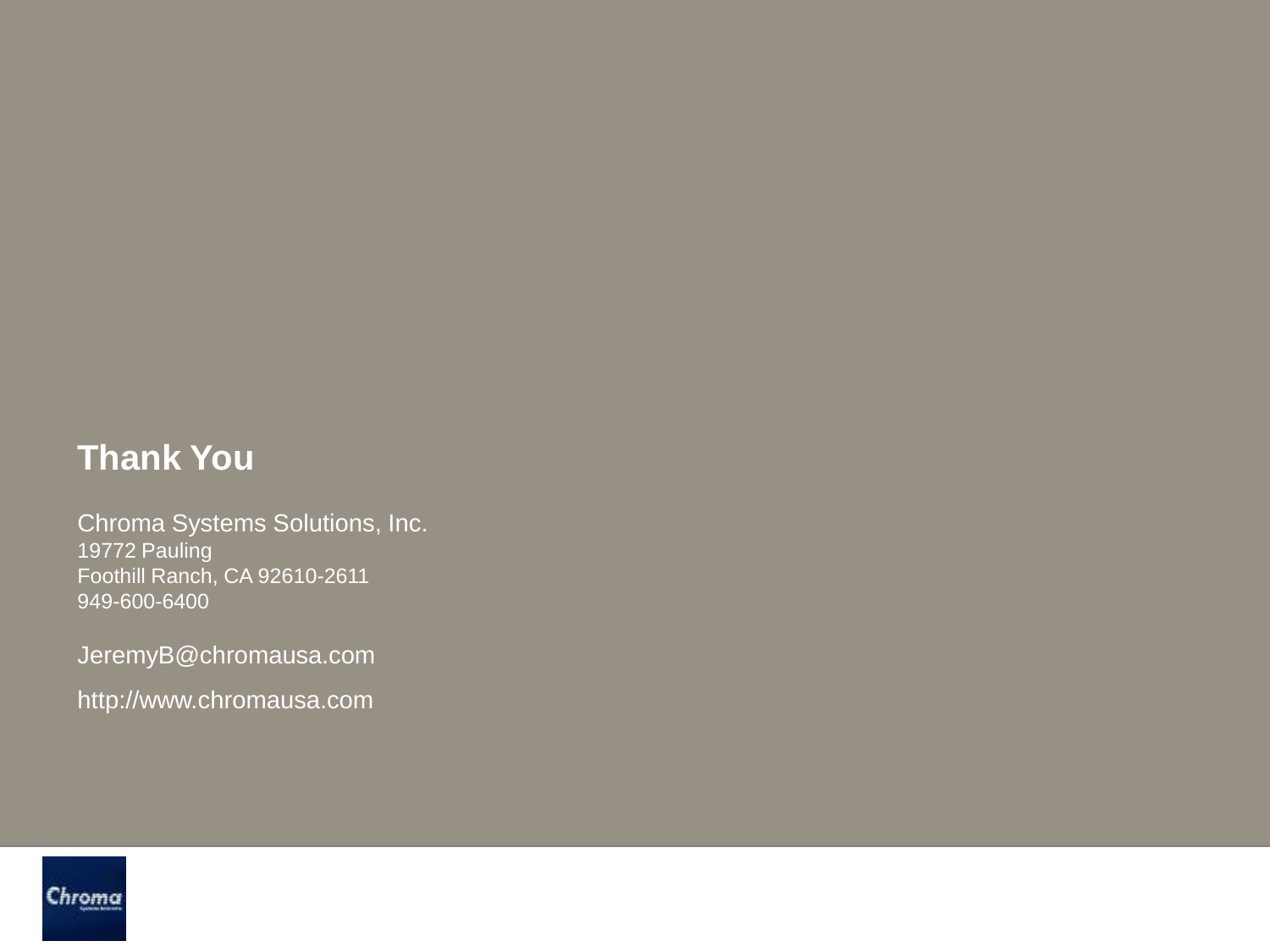## Thank You

Chroma Systems Solutions, Inc.
19772 Pauling
Foothill Ranch, CA 92610-2611
949-600-6400

JeremyB@chromausa.com

http://www.chromausa.com